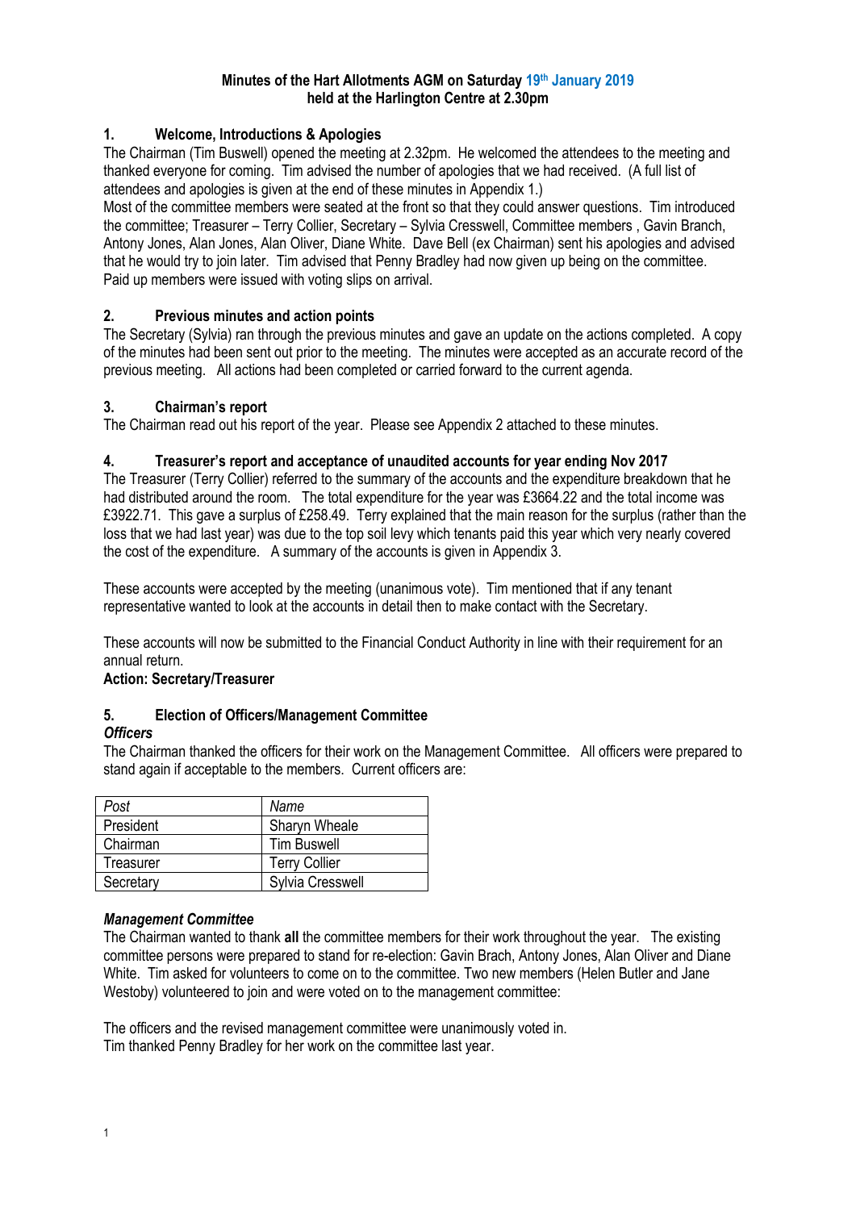**Minutes of the Hart Allotments AGM on Saturday 19th January 2019**
**held at the Harlington Centre at 2.30pm**

## 1. Welcome, Introductions & Apologies

The Chairman (Tim Buswell) opened the meeting at 2.32pm. He welcomed the attendees to the meeting and thanked everyone for coming. Tim advised the number of apologies that we had received. (A full list of attendees and apologies is given at the end of these minutes in Appendix 1.)

Most of the committee members were seated at the front so that they could answer questions. Tim introduced the committee; Treasurer – Terry Collier, Secretary – Sylvia Cresswell, Committee members , Gavin Branch, Antony Jones, Alan Jones, Alan Oliver, Diane White. Dave Bell (ex Chairman) sent his apologies and advised that he would try to join later. Tim advised that Penny Bradley had now given up being on the committee.

Paid up members were issued with voting slips on arrival.

## 2. Previous minutes and action points

The Secretary (Sylvia) ran through the previous minutes and gave an update on the actions completed. A copy of the minutes had been sent out prior to the meeting. The minutes were accepted as an accurate record of the previous meeting. All actions had been completed or carried forward to the current agenda.

## 3. Chairman's report

The Chairman read out his report of the year. Please see Appendix 2 attached to these minutes.

## 4. Treasurer's report and acceptance of unaudited accounts for year ending Nov 2017

The Treasurer (Terry Collier) referred to the summary of the accounts and the expenditure breakdown that he had distributed around the room. The total expenditure for the year was £3664.22 and the total income was £3922.71. This gave a surplus of £258.49. Terry explained that the main reason for the surplus (rather than the loss that we had last year) was due to the top soil levy which tenants paid this year which very nearly covered the cost of the expenditure. A summary of the accounts is given in Appendix 3.

These accounts were accepted by the meeting (unanimous vote). Tim mentioned that if any tenant representative wanted to look at the accounts in detail then to make contact with the Secretary.

These accounts will now be submitted to the Financial Conduct Authority in line with their requirement for an annual return.

**Action: Secretary/Treasurer**

## 5. Election of Officers/Management Committee

***Officers***

The Chairman thanked the officers for their work on the Management Committee. All officers were prepared to stand again if acceptable to the members. Current officers are:

| *Post* | *Name* |
|---|---|
| President | Sharyn Wheale |
| Chairman | Tim Buswell |
| Treasurer | Terry Collier |
| Secretary | Sylvia Cresswell |

***Management Committee***

The Chairman wanted to thank **all** the committee members for their work throughout the year. The existing committee persons were prepared to stand for re-election: Gavin Brach, Antony Jones, Alan Oliver and Diane White. Tim asked for volunteers to come on to the committee. Two new members (Helen Butler and Jane Westoby) volunteered to join and were voted on to the management committee:

The officers and the revised management committee were unanimously voted in.
Tim thanked Penny Bradley for her work on the committee last year.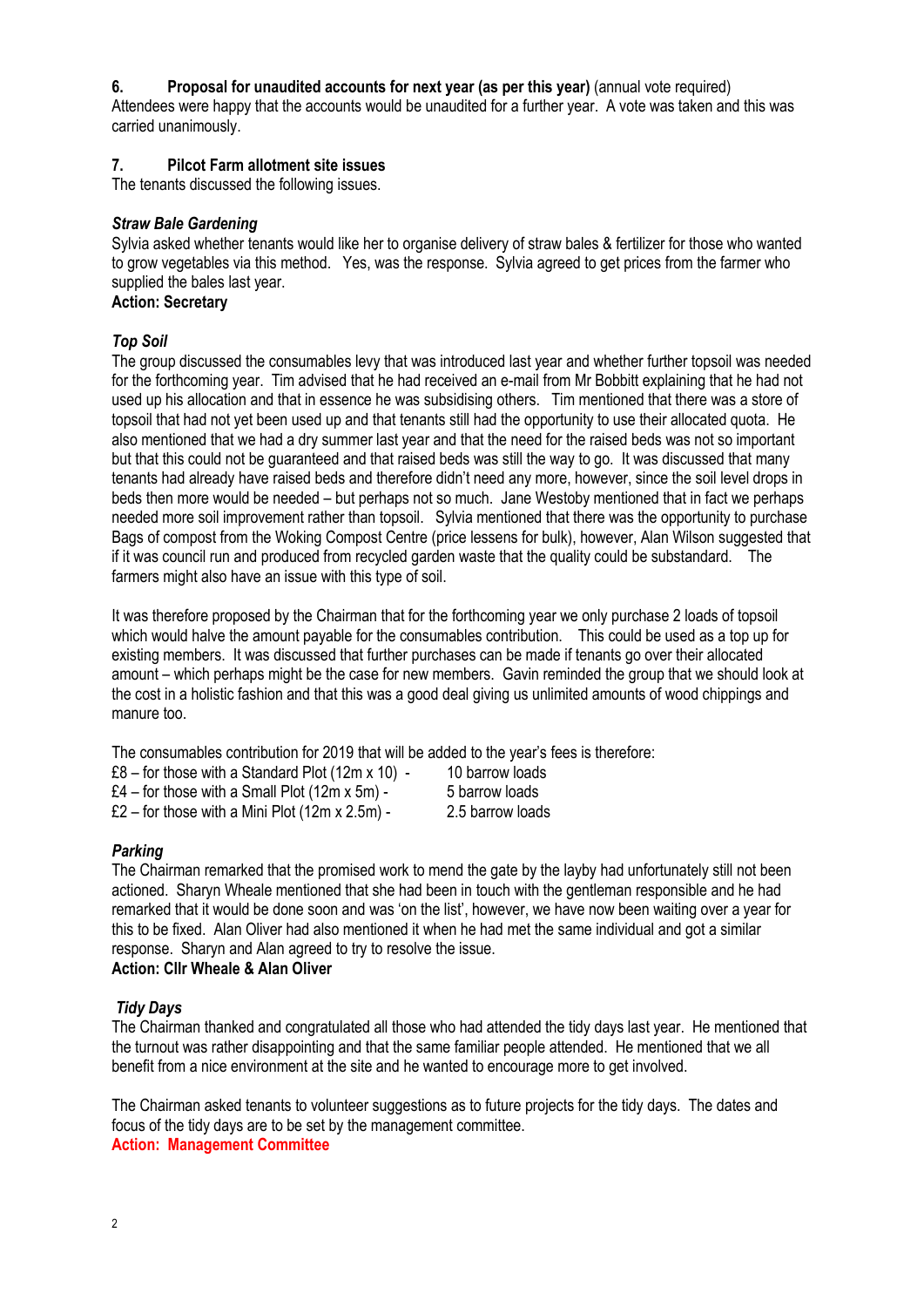**6. Proposal for unaudited accounts for next year (as per this year)** (annual vote required)
Attendees were happy that the accounts would be unaudited for a further year. A vote was taken and this was carried unanimously.

**7. Pilcot Farm allotment site issues**
The tenants discussed the following issues.

***Straw Bale Gardening***
Sylvia asked whether tenants would like her to organise delivery of straw bales & fertilizer for those who wanted to grow vegetables via this method. Yes, was the response. Sylvia agreed to get prices from the farmer who supplied the bales last year.
**Action: Secretary**

***Top Soil***
The group discussed the consumables levy that was introduced last year and whether further topsoil was needed for the forthcoming year. Tim advised that he had received an e-mail from Mr Bobbitt explaining that he had not used up his allocation and that in essence he was subsidising others. Tim mentioned that there was a store of topsoil that had not yet been used up and that tenants still had the opportunity to use their allocated quota. He also mentioned that we had a dry summer last year and that the need for the raised beds was not so important but that this could not be guaranteed and that raised beds was still the way to go. It was discussed that many tenants had already have raised beds and therefore didn't need any more, however, since the soil level drops in beds then more would be needed – but perhaps not so much. Jane Westoby mentioned that in fact we perhaps needed more soil improvement rather than topsoil. Sylvia mentioned that there was the opportunity to purchase Bags of compost from the Woking Compost Centre (price lessens for bulk), however, Alan Wilson suggested that if it was council run and produced from recycled garden waste that the quality could be substandard. The farmers might also have an issue with this type of soil.

It was therefore proposed by the Chairman that for the forthcoming year we only purchase 2 loads of topsoil which would halve the amount payable for the consumables contribution. This could be used as a top up for existing members. It was discussed that further purchases can be made if tenants go over their allocated amount – which perhaps might be the case for new members. Gavin reminded the group that we should look at the cost in a holistic fashion and that this was a good deal giving us unlimited amounts of wood chippings and manure too.

The consumables contribution for 2019 that will be added to the year's fees is therefore:

£8 – for those with a Standard Plot (12m x 10) - 10 barrow loads
£4 – for those with a Small Plot (12m x 5m) - 5 barrow loads
£2 – for those with a Mini Plot (12m x 2.5m) - 2.5 barrow loads

***Parking***
The Chairman remarked that the promised work to mend the gate by the layby had unfortunately still not been actioned. Sharyn Wheale mentioned that she had been in touch with the gentleman responsible and he had remarked that it would be done soon and was 'on the list', however, we have now been waiting over a year for this to be fixed. Alan Oliver had also mentioned it when he had met the same individual and got a similar response. Sharyn and Alan agreed to try to resolve the issue.
**Action: Cllr Wheale & Alan Oliver**

***Tidy Days***
The Chairman thanked and congratulated all those who had attended the tidy days last year. He mentioned that the turnout was rather disappointing and that the same familiar people attended. He mentioned that we all benefit from a nice environment at the site and he wanted to encourage more to get involved.

The Chairman asked tenants to volunteer suggestions as to future projects for the tidy days. The dates and focus of the tidy days are to be set by the management committee.
**Action: Management Committee**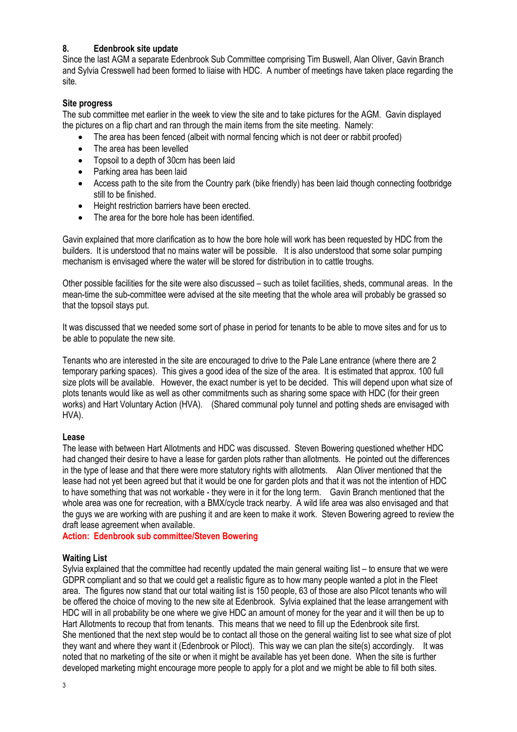### 8. Edenbrook site update

Since the last AGM a separate Edenbrook Sub Committee comprising Tim Buswell, Alan Oliver, Gavin Branch and Sylvia Cresswell had been formed to liaise with HDC. A number of meetings have taken place regarding the site.

**Site progress**

The sub committee met earlier in the week to view the site and to take pictures for the AGM. Gavin displayed the pictures on a flip chart and ran through the main items from the site meeting. Namely:

- The area has been fenced (albeit with normal fencing which is not deer or rabbit proofed)
- The area has been levelled
- Topsoil to a depth of 30cm has been laid
- Parking area has been laid
- Access path to the site from the Country park (bike friendly) has been laid though connecting footbridge still to be finished.
- Height restriction barriers have been erected.
- The area for the bore hole has been identified.

Gavin explained that more clarification as to how the bore hole will work has been requested by HDC from the builders. It is understood that no mains water will be possible. It is also understood that some solar pumping mechanism is envisaged where the water will be stored for distribution in to cattle troughs.

Other possible facilities for the site were also discussed – such as toilet facilities, sheds, communal areas. In the mean-time the sub-committee were advised at the site meeting that the whole area will probably be grassed so that the topsoil stays put.

It was discussed that we needed some sort of phase in period for tenants to be able to move sites and for us to be able to populate the new site.

Tenants who are interested in the site are encouraged to drive to the Pale Lane entrance (where there are 2 temporary parking spaces). This gives a good idea of the size of the area. It is estimated that approx. 100 full size plots will be available. However, the exact number is yet to be decided. This will depend upon what size of plots tenants would like as well as other commitments such as sharing some space with HDC (for their green works) and Hart Voluntary Action (HVA). (Shared communal poly tunnel and potting sheds are envisaged with HVA).

**Lease**

The lease with between Hart Allotments and HDC was discussed. Steven Bowering questioned whether HDC had changed their desire to have a lease for garden plots rather than allotments. He pointed out the differences in the type of lease and that there were more statutory rights with allotments. Alan Oliver mentioned that the lease had not yet been agreed but that it would be one for garden plots and that it was not the intention of HDC to have something that was not workable - they were in it for the long term. Gavin Branch mentioned that the whole area was one for recreation, with a BMX/cycle track nearby. A wild life area was also envisaged and that the guys we are working with are pushing it and are keen to make it work. Steven Bowering agreed to review the draft lease agreement when available.

**Action: Edenbrook sub committee/Steven Bowering**

**Waiting List**

Sylvia explained that the committee had recently updated the main general waiting list – to ensure that we were GDPR compliant and so that we could get a realistic figure as to how many people wanted a plot in the Fleet area. The figures now stand that our total waiting list is 150 people, 63 of those are also Pilcot tenants who will be offered the choice of moving to the new site at Edenbrook. Sylvia explained that the lease arrangement with HDC will in all probability be one where we give HDC an amount of money for the year and it will then be up to Hart Allotments to recoup that from tenants. This means that we need to fill up the Edenbrook site first.
She mentioned that the next step would be to contact all those on the general waiting list to see what size of plot they want and where they want it (Edenbrook or Pilcot). This way we can plan the site(s) accordingly. It was noted that no marketing of the site or when it might be available has yet been done. When the site is further developed marketing might encourage more people to apply for a plot and we might be able to fill both sites.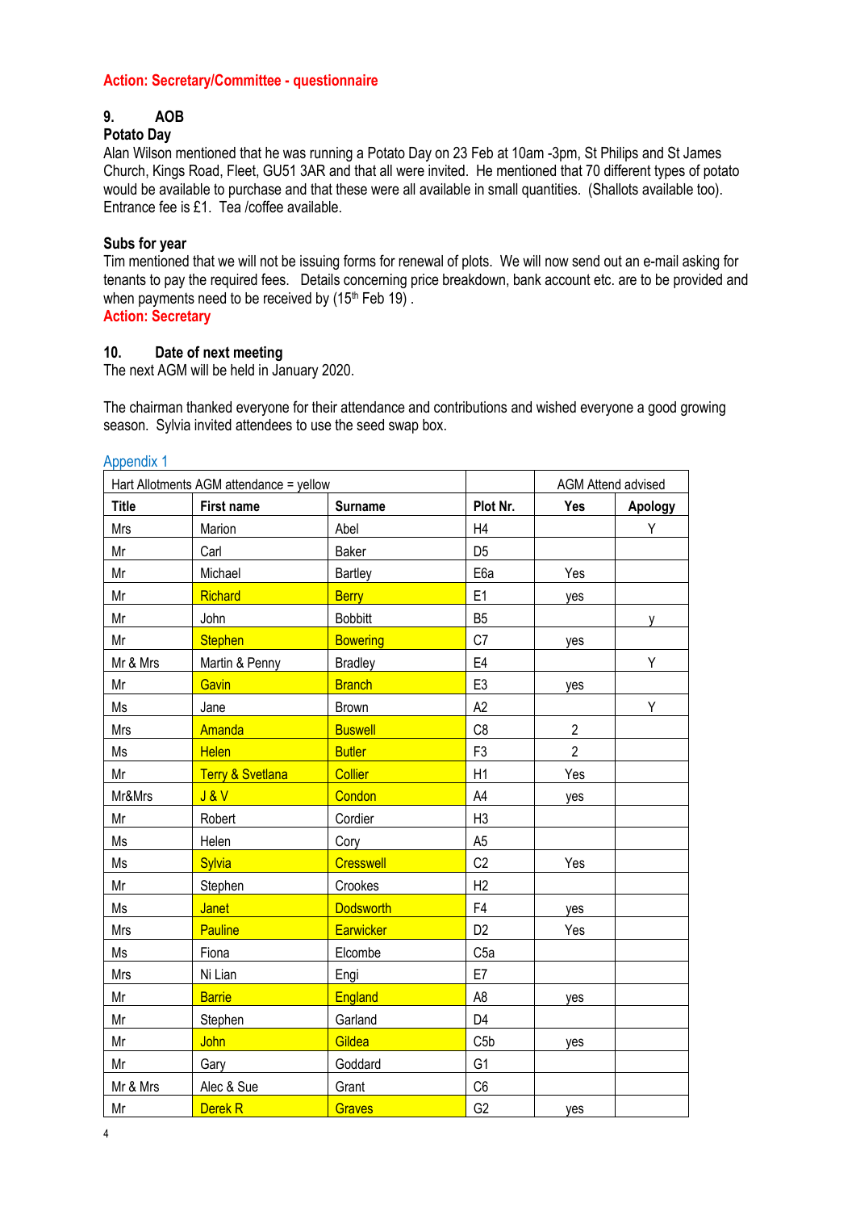**Action: Secretary/Committee - questionnaire**

### 9. AOB

**Potato Day**

Alan Wilson mentioned that he was running a Potato Day on 23 Feb at 10am -3pm, St Philips and St James Church, Kings Road, Fleet, GU51 3AR and that all were invited. He mentioned that 70 different types of potato would be available to purchase and that these were all available in small quantities. (Shallots available too). Entrance fee is £1. Tea /coffee available.

**Subs for year**

Tim mentioned that we will not be issuing forms for renewal of plots. We will now send out an e-mail asking for tenants to pay the required fees. Details concerning price breakdown, bank account etc. are to be provided and when payments need to be received by (15th Feb 19) .

**Action: Secretary**

### 10. Date of next meeting

The next AGM will be held in January 2020.

The chairman thanked everyone for their attendance and contributions and wished everyone a good growing season. Sylvia invited attendees to use the seed swap box.

Appendix 1

| Hart Allotments AGM attendance = yellow | | | | AGM Attend advised | |
|---|---|---|---|---|---|
| **Title** | **First name** | **Surname** | **Plot Nr.** | **Yes** | **Apology** |
| Mrs | Marion | Abel | H4 | | Y |
| Mr | Carl | Baker | D5 | | |
| Mr | Michael | Bartley | E6a | Yes | |
| Mr | Richard | Berry | E1 | yes | |
| Mr | John | Bobbitt | B5 | | y |
| Mr | Stephen | Bowering | C7 | yes | |
| Mr & Mrs | Martin & Penny | Bradley | E4 | | Y |
| Mr | Gavin | Branch | E3 | yes | |
| Ms | Jane | Brown | A2 | | Y |
| Mrs | Amanda | Buswell | C8 | 2 | |
| Ms | Helen | Butler | F3 | 2 | |
| Mr | Terry & Svetlana | Collier | H1 | Yes | |
| Mr&Mrs | J & V | Condon | A4 | yes | |
| Mr | Robert | Cordier | H3 | | |
| Ms | Helen | Cory | A5 | | |
| Ms | Sylvia | Cresswell | C2 | Yes | |
| Mr | Stephen | Crookes | H2 | | |
| Ms | Janet | Dodsworth | F4 | yes | |
| Mrs | Pauline | Earwicker | D2 | Yes | |
| Ms | Fiona | Elcombe | C5a | | |
| Mrs | Ni Lian | Engi | E7 | | |
| Mr | Barrie | England | A8 | yes | |
| Mr | Stephen | Garland | D4 | | |
| Mr | John | Gildea | C5b | yes | |
| Mr | Gary | Goddard | G1 | | |
| Mr & Mrs | Alec & Sue | Grant | C6 | | |
| Mr | Derek R | Graves | G2 | yes | |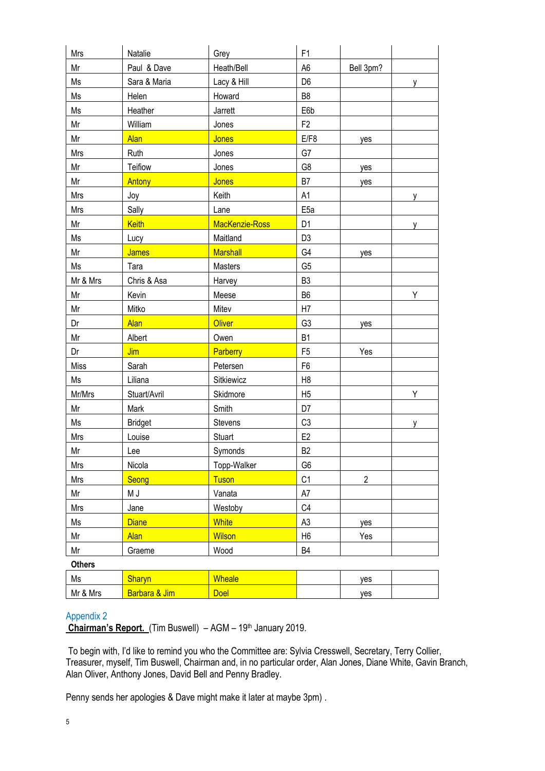| Mrs | Natalie | Grey | F1 | | |
|---|---|---|---|---|---|
| Mr | Paul & Dave | Heath/Bell | A6 | Bell 3pm? | |
| Ms | Sara & Maria | Lacy & Hill | D6 | | y |
| Ms | Helen | Howard | B8 | | |
| Ms | Heather | Jarrett | E6b | | |
| Mr | William | Jones | F2 | | |
| Mr | Alan | Jones | E/F8 | yes | |
| Mrs | Ruth | Jones | G7 | | |
| Mr | Teifiow | Jones | G8 | yes | |
| Mr | Antony | Jones | B7 | yes | |
| Mrs | Joy | Keith | A1 | | y |
| Mrs | Sally | Lane | E5a | | |
| Mr | Keith | MacKenzie-Ross | D1 | | y |
| Ms | Lucy | Maitland | D3 | | |
| Mr | James | Marshall | G4 | yes | |
| Ms | Tara | Masters | G5 | | |
| Mr & Mrs | Chris & Asa | Harvey | B3 | | |
| Mr | Kevin | Meese | B6 | | Y |
| Mr | Mitko | Mitev | H7 | | |
| Dr | Alan | Oliver | G3 | yes | |
| Mr | Albert | Owen | B1 | | |
| Dr | Jim | Parberry | F5 | Yes | |
| Miss | Sarah | Petersen | F6 | | |
| Ms | Liliana | Sitkiewicz | H8 | | |
| Mr/Mrs | Stuart/Avril | Skidmore | H5 | | Y |
| Mr | Mark | Smith | D7 | | |
| Ms | Bridget | Stevens | C3 | | y |
| Mrs | Louise | Stuart | E2 | | |
| Mr | Lee | Symonds | B2 | | |
| Mrs | Nicola | Topp-Walker | G6 | | |
| Mrs | Seong | Tuson | C1 | 2 | |
| Mr | M J | Vanata | A7 | | |
| Mrs | Jane | Westoby | C4 | | |
| Ms | Diane | White | A3 | yes | |
| Mr | Alan | Wilson | H6 | Yes | |
| Mr | Graeme | Wood | B4 | | |
| **Others** | | | | | |
| Ms | Sharyn | Wheale | | yes | |
| Mr & Mrs | Barbara & Jim | Doel | | yes | |

## Appendix 2

**Chairman's Report.** (Tim Buswell) – AGM – 19th January 2019.

To begin with, I'd like to remind you who the Committee are: Sylvia Cresswell, Secretary, Terry Collier, Treasurer, myself, Tim Buswell, Chairman and, in no particular order, Alan Jones, Diane White, Gavin Branch, Alan Oliver, Anthony Jones, David Bell and Penny Bradley.

Penny sends her apologies & Dave might make it later at maybe 3pm) .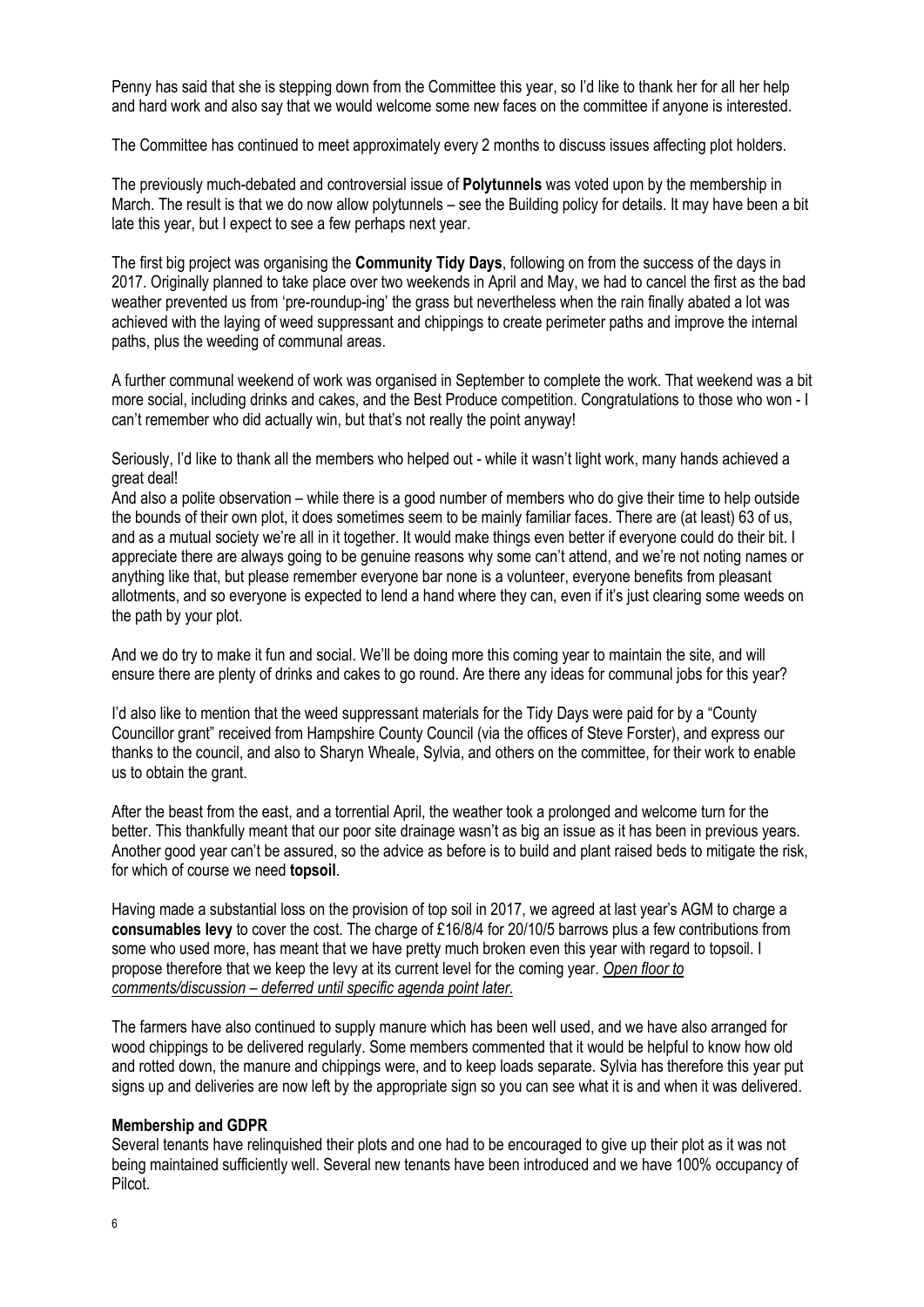Penny has said that she is stepping down from the Committee this year, so I'd like to thank her for all her help and hard work and also say that we would welcome some new faces on the committee if anyone is interested.

The Committee has continued to meet approximately every 2 months to discuss issues affecting plot holders.

The previously much-debated and controversial issue of **Polytunnels** was voted upon by the membership in March. The result is that we do now allow polytunnels – see the Building policy for details. It may have been a bit late this year, but I expect to see a few perhaps next year.

The first big project was organising the **Community Tidy Days**, following on from the success of the days in 2017. Originally planned to take place over two weekends in April and May, we had to cancel the first as the bad weather prevented us from 'pre-roundup-ing' the grass but nevertheless when the rain finally abated a lot was achieved with the laying of weed suppressant and chippings to create perimeter paths and improve the internal paths, plus the weeding of communal areas.

A further communal weekend of work was organised in September to complete the work. That weekend was a bit more social, including drinks and cakes, and the Best Produce competition. Congratulations to those who won - I can't remember who did actually win, but that's not really the point anyway!

Seriously, I'd like to thank all the members who helped out - while it wasn't light work, many hands achieved a great deal!

And also a polite observation – while there is a good number of members who do give their time to help outside the bounds of their own plot, it does sometimes seem to be mainly familiar faces. There are (at least) 63 of us, and as a mutual society we're all in it together. It would make things even better if everyone could do their bit. I appreciate there are always going to be genuine reasons why some can't attend, and we're not noting names or anything like that, but please remember everyone bar none is a volunteer, everyone benefits from pleasant allotments, and so everyone is expected to lend a hand where they can, even if it's just clearing some weeds on the path by your plot.

And we do try to make it fun and social. We'll be doing more this coming year to maintain the site, and will ensure there are plenty of drinks and cakes to go round. Are there any ideas for communal jobs for this year?

I'd also like to mention that the weed suppressant materials for the Tidy Days were paid for by a "County Councillor grant" received from Hampshire County Council (via the offices of Steve Forster), and express our thanks to the council, and also to Sharyn Wheale, Sylvia, and others on the committee, for their work to enable us to obtain the grant.

After the beast from the east, and a torrential April, the weather took a prolonged and welcome turn for the better. This thankfully meant that our poor site drainage wasn't as big an issue as it has been in previous years. Another good year can't be assured, so the advice as before is to build and plant raised beds to mitigate the risk, for which of course we need **topsoil**.

Having made a substantial loss on the provision of top soil in 2017, we agreed at last year's AGM to charge a **consumables levy** to cover the cost. The charge of £16/8/4 for 20/10/5 barrows plus a few contributions from some who used more, has meant that we have pretty much broken even this year with regard to topsoil. I propose therefore that we keep the levy at its current level for the coming year. *Open floor to comments/discussion – deferred until specific agenda point later.*

The farmers have also continued to supply manure which has been well used, and we have also arranged for wood chippings to be delivered regularly. Some members commented that it would be helpful to know how old and rotted down, the manure and chippings were, and to keep loads separate. Sylvia has therefore this year put signs up and deliveries are now left by the appropriate sign so you can see what it is and when it was delivered.

**Membership and GDPR**

Several tenants have relinquished their plots and one had to be encouraged to give up their plot as it was not being maintained sufficiently well. Several new tenants have been introduced and we have 100% occupancy of Pilcot.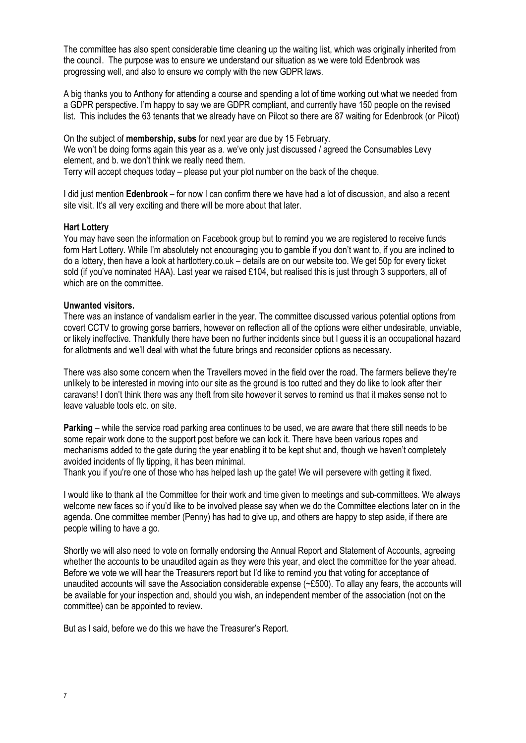The committee has also spent considerable time cleaning up the waiting list, which was originally inherited from the council. The purpose was to ensure we understand our situation as we were told Edenbrook was progressing well, and also to ensure we comply with the new GDPR laws.

A big thanks you to Anthony for attending a course and spending a lot of time working out what we needed from a GDPR perspective. I'm happy to say we are GDPR compliant, and currently have 150 people on the revised list. This includes the 63 tenants that we already have on Pilcot so there are 87 waiting for Edenbrook (or Pilcot)

On the subject of **membership, subs** for next year are due by 15 February.
We won't be doing forms again this year as a. we've only just discussed / agreed the Consumables Levy element, and b. we don't think we really need them.
Terry will accept cheques today – please put your plot number on the back of the cheque.

I did just mention **Edenbrook** – for now I can confirm there we have had a lot of discussion, and also a recent site visit. It's all very exciting and there will be more about that later.

**Hart Lottery**

You may have seen the information on Facebook group but to remind you we are registered to receive funds form Hart Lottery. While I'm absolutely not encouraging you to gamble if you don't want to, if you are inclined to do a lottery, then have a look at hartlottery.co.uk – details are on our website too. We get 50p for every ticket sold (if you've nominated HAA). Last year we raised £104, but realised this is just through 3 supporters, all of which are on the committee.

**Unwanted visitors.**

There was an instance of vandalism earlier in the year. The committee discussed various potential options from covert CCTV to growing gorse barriers, however on reflection all of the options were either undesirable, unviable, or likely ineffective. Thankfully there have been no further incidents since but I guess it is an occupational hazard for allotments and we'll deal with what the future brings and reconsider options as necessary.

There was also some concern when the Travellers moved in the field over the road. The farmers believe they're unlikely to be interested in moving into our site as the ground is too rutted and they do like to look after their caravans! I don't think there was any theft from site however it serves to remind us that it makes sense not to leave valuable tools etc. on site.

**Parking** – while the service road parking area continues to be used, we are aware that there still needs to be some repair work done to the support post before we can lock it. There have been various ropes and mechanisms added to the gate during the year enabling it to be kept shut and, though we haven't completely avoided incidents of fly tipping, it has been minimal.
Thank you if you're one of those who has helped lash up the gate! We will persevere with getting it fixed.

I would like to thank all the Committee for their work and time given to meetings and sub-committees. We always welcome new faces so if you'd like to be involved please say when we do the Committee elections later on in the agenda. One committee member (Penny) has had to give up, and others are happy to step aside, if there are people willing to have a go.

Shortly we will also need to vote on formally endorsing the Annual Report and Statement of Accounts, agreeing whether the accounts to be unaudited again as they were this year, and elect the committee for the year ahead. Before we vote we will hear the Treasurers report but I'd like to remind you that voting for acceptance of unaudited accounts will save the Association considerable expense (~£500). To allay any fears, the accounts will be available for your inspection and, should you wish, an independent member of the association (not on the committee) can be appointed to review.

But as I said, before we do this we have the Treasurer's Report.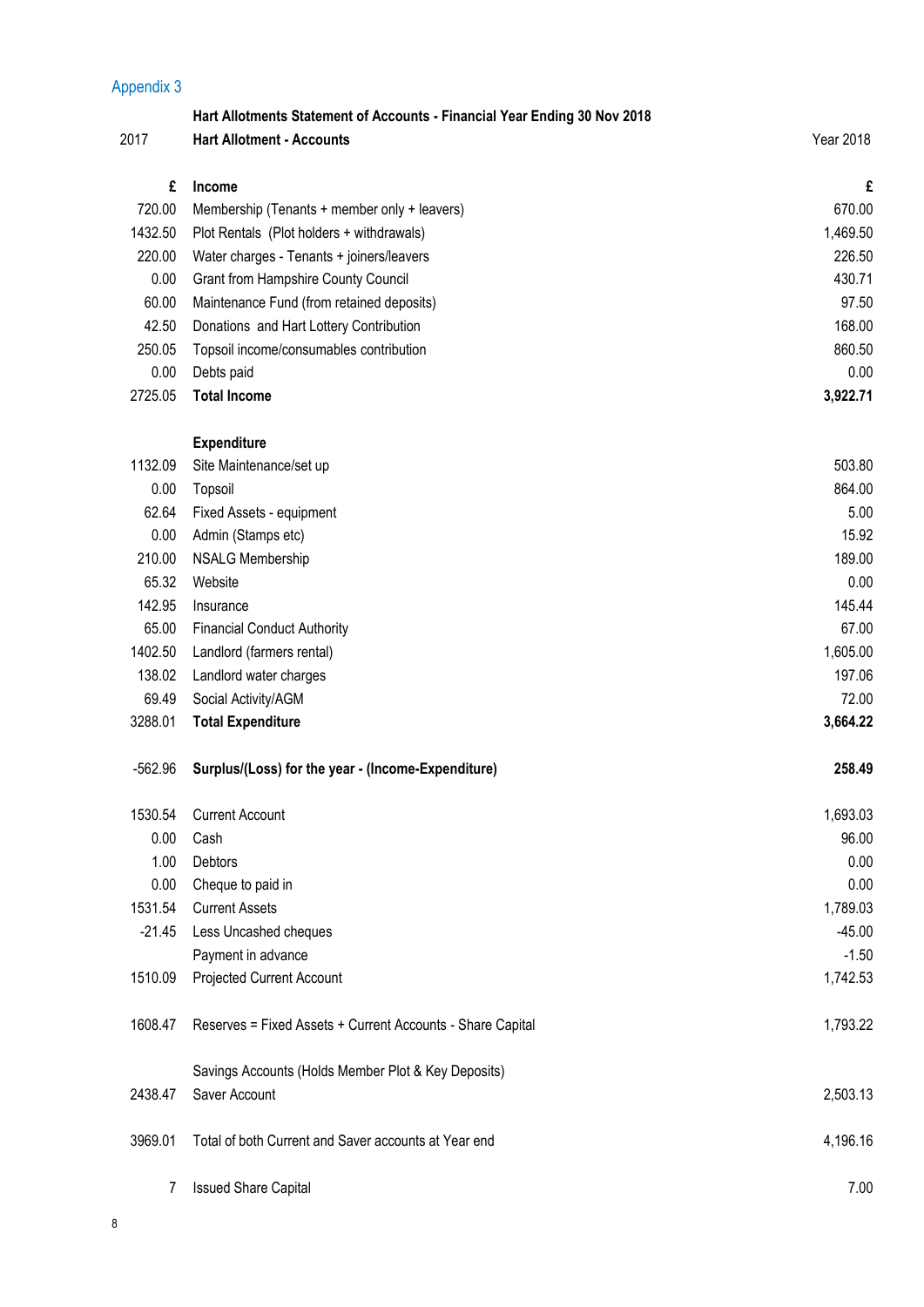Appendix 3

**Hart Allotments Statement of Accounts - Financial Year Ending 30 Nov 2018**

| 2017 | **Hart Allotment - Accounts** | Year 2018 |
|---|---|---|
| **£** | **Income** | **£** |
| 720.00 | Membership (Tenants + member only + leavers) | 670.00 |
| 1432.50 | Plot Rentals (Plot holders + withdrawals) | 1,469.50 |
| 220.00 | Water charges - Tenants + joiners/leavers | 226.50 |
| 0.00 | Grant from Hampshire County Council | 430.71 |
| 60.00 | Maintenance Fund (from retained deposits) | 97.50 |
| 42.50 | Donations and Hart Lottery Contribution | 168.00 |
| 250.05 | Topsoil income/consumables contribution | 860.50 |
| 0.00 | Debts paid | 0.00 |
| 2725.05 | **Total Income** | **3,922.71** |
| | **Expenditure** | |
| 1132.09 | Site Maintenance/set up | 503.80 |
| 0.00 | Topsoil | 864.00 |
| 62.64 | Fixed Assets - equipment | 5.00 |
| 0.00 | Admin (Stamps etc) | 15.92 |
| 210.00 | NSALG Membership | 189.00 |
| 65.32 | Website | 0.00 |
| 142.95 | Insurance | 145.44 |
| 65.00 | Financial Conduct Authority | 67.00 |
| 1402.50 | Landlord (farmers rental) | 1,605.00 |
| 138.02 | Landlord water charges | 197.06 |
| 69.49 | Social Activity/AGM | 72.00 |
| 3288.01 | **Total Expenditure** | **3,664.22** |
| -562.96 | **Surplus/(Loss) for the year - (Income-Expenditure)** | **258.49** |
| 1530.54 | Current Account | 1,693.03 |
| 0.00 | Cash | 96.00 |
| 1.00 | Debtors | 0.00 |
| 0.00 | Cheque to paid in | 0.00 |
| 1531.54 | Current Assets | 1,789.03 |
| -21.45 | Less Uncashed cheques | -45.00 |
| | Payment in advance | -1.50 |
| 1510.09 | Projected Current Account | 1,742.53 |
| 1608.47 | Reserves = Fixed Assets + Current Accounts - Share Capital | 1,793.22 |
| | Savings Accounts (Holds Member Plot & Key Deposits) | |
| 2438.47 | Saver Account | 2,503.13 |
| 3969.01 | Total of both Current and Saver accounts at Year end | 4,196.16 |
| 7 | Issued Share Capital | 7.00 |